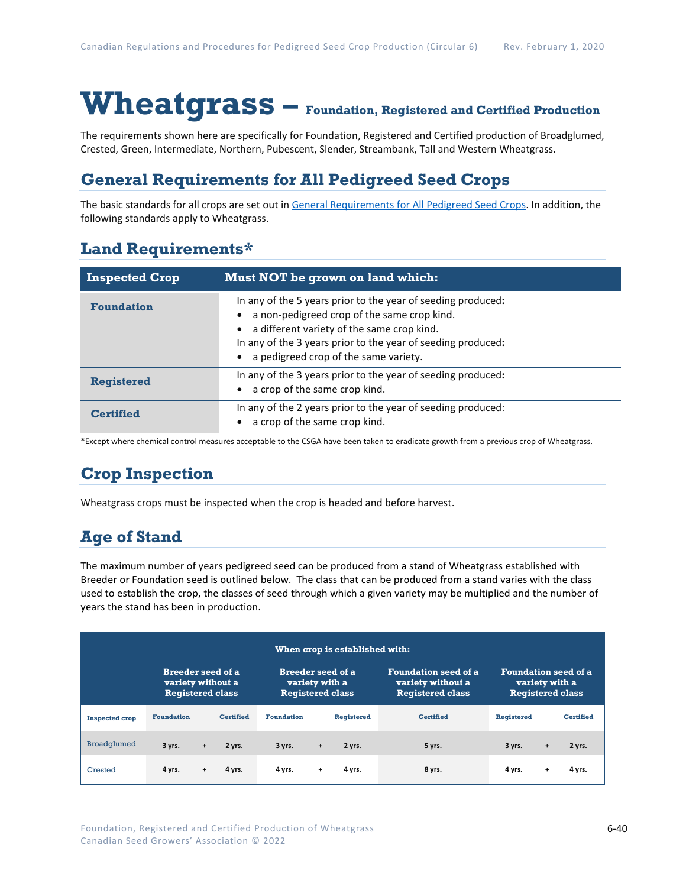# Wheatgrass – Foundation, Registered and Certified Production

The requirements shown here are specifically for Foundation, Registered and Certified production of Broadglumed, Crested, Green, Intermediate, Northern, Pubescent, Slender, Streambank, Tall and Western Wheatgrass.

## General Requirements for All Pedigreed Seed Crops

The basic standards for all crops are set out in General Requirements for All Pedigreed Seed Crops. In addition, the following standards apply to Wheatgrass.

## Land Requirements*

| Inspected Crop | Must NOT be grown on land which: |
|---|---|
| **Foundation** | In any of the 5 years prior to the year of seeding produced:<br>• a non-pedigreed crop of the same crop kind.<br>• a different variety of the same crop kind.<br>In any of the 3 years prior to the year of seeding produced:<br>• a pedigreed crop of the same variety. |
| **Registered** | In any of the 3 years prior to the year of seeding produced:<br>• a crop of the same crop kind. |
| **Certified** | In any of the 2 years prior to the year of seeding produced:<br>• a crop of the same crop kind. |

*Except where chemical control measures acceptable to the CSGA have been taken to eradicate growth from a previous crop of Wheatgrass.

## Crop Inspection

Wheatgrass crops must be inspected when the crop is headed and before harvest.

## Age of Stand

The maximum number of years pedigreed seed can be produced from a stand of Wheatgrass established with Breeder or Foundation seed is outlined below. The class that can be produced from a stand varies with the class used to establish the crop, the classes of seed through which a given variety may be multiplied and the number of years the stand has been in production.

| | When crop is established with: | | | | | | | | | | |
|---|---|---|---|---|---|---|---|---|---|---|---|
| | Breeder seed of a variety without a Registered class | | | Breeder seed of a variety with a Registered class | | | Foundation seed of a variety without a Registered class | Foundation seed of a variety with a Registered class | | |
| **Inspected crop** | Foundation | | Certified | Foundation | | Registered | Certified | Registered | | Certified |
| Broadglumed | 3 yrs. | + | 2 yrs. | 3 yrs. | + | 2 yrs. | 5 yrs. | 3 yrs. | + | 2 yrs. |
| Crested | 4 yrs. | + | 4 yrs. | 4 yrs. | + | 4 yrs. | 8 yrs. | 4 yrs. | + | 4 yrs. |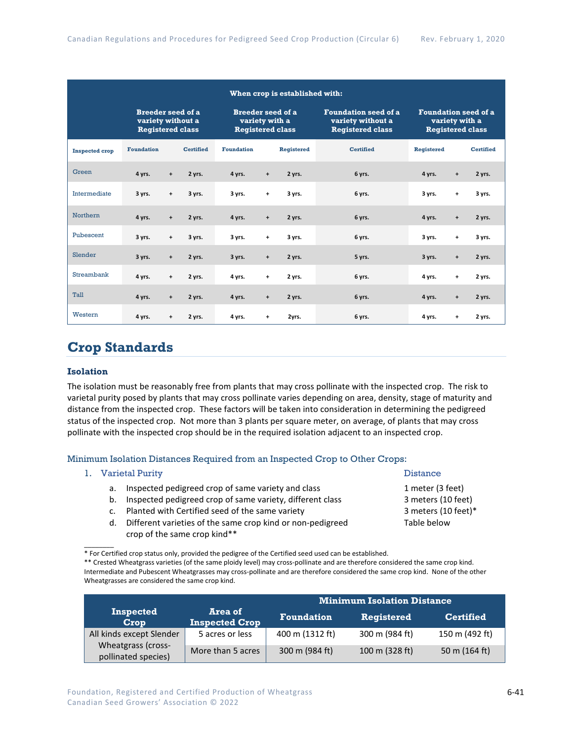| When crop is established with: | | | | | | | | | | | |
|---|---|---|---|---|---|---|---|---|---|---|---|
| | Breeder seed of a variety without a Registered class | | | Breeder seed of a variety with a Registered class | | | Foundation seed of a variety without a Registered class | Foundation seed of a variety with a Registered class | | |
| Inspected crop | Foundation | | Certified | Foundation | | Registered | Certified | Registered | | Certified |
| Green | 4 yrs. | + | 2 yrs. | 4 yrs. | + | 2 yrs. | 6 yrs. | 4 yrs. | + | 2 yrs. |
| Intermediate | 3 yrs. | + | 3 yrs. | 3 yrs. | + | 3 yrs. | 6 yrs. | 3 yrs. | + | 3 yrs. |
| Northern | 4 yrs. | + | 2 yrs. | 4 yrs. | + | 2 yrs. | 6 yrs. | 4 yrs. | + | 2 yrs. |
| Pubescent | 3 yrs. | + | 3 yrs. | 3 yrs. | + | 3 yrs. | 6 yrs. | 3 yrs. | + | 3 yrs. |
| Slender | 3 yrs. | + | 2 yrs. | 3 yrs. | + | 2 yrs. | 5 yrs. | 3 yrs. | + | 2 yrs. |
| Streambank | 4 yrs. | + | 2 yrs. | 4 yrs. | + | 2 yrs. | 6 yrs. | 4 yrs. | + | 2 yrs. |
| Tall | 4 yrs. | + | 2 yrs. | 4 yrs. | + | 2 yrs. | 6 yrs. | 4 yrs. | + | 2 yrs. |
| Western | 4 yrs. | + | 2 yrs. | 4 yrs. | + | 2yrs. | 6 yrs. | 4 yrs. | + | 2 yrs. |

## Crop Standards

### Isolation

The isolation must be reasonably free from plants that may cross pollinate with the inspected crop. The risk to varietal purity posed by plants that may cross pollinate varies depending on area, density, stage of maturity and distance from the inspected crop. These factors will be taken into consideration in determining the pedigreed status of the inspected crop. Not more than 3 plants per square meter, on average, of plants that may cross pollinate with the inspected crop should be in the required isolation adjacent to an inspected crop.

#### Minimum Isolation Distances Required from an Inspected Crop to Other Crops:

1. Varietal Purity — Distance
   a. Inspected pedigreed crop of same variety and class — 1 meter (3 feet)
   b. Inspected pedigreed crop of same variety, different class — 3 meters (10 feet)
   c. Planted with Certified seed of the same variety — 3 meters (10 feet)*
   d. Different varieties of the same crop kind or non-pedigreed crop of the same crop kind** — Table below

\* For Certified crop status only, provided the pedigree of the Certified seed used can be established.

\** Crested Wheatgrass varieties (of the same ploidy level) may cross-pollinate and are therefore considered the same crop kind. Intermediate and Pubescent Wheatgrasses may cross-pollinate and are therefore considered the same crop kind. None of the other Wheatgrasses are considered the same crop kind.

| Inspected Crop | Area of Inspected Crop | Minimum Isolation Distance | | |
|---|---|---|---|---|
| | | Foundation | Registered | Certified |
| All kinds except Slender Wheatgrass (cross-pollinated species) | 5 acres or less | 400 m (1312 ft) | 300 m (984 ft) | 150 m (492 ft) |
| | More than 5 acres | 300 m (984 ft) | 100 m (328 ft) | 50 m (164 ft) |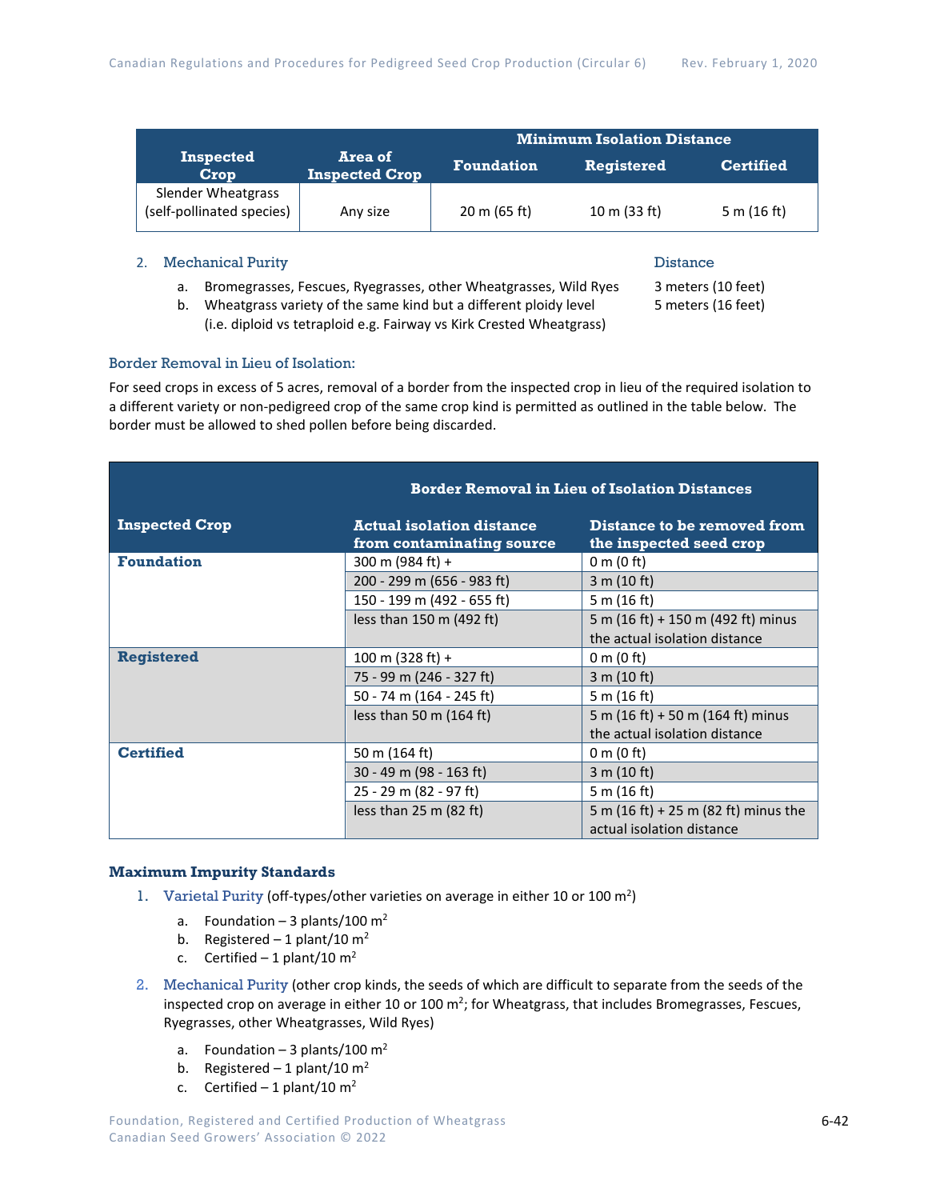| Inspected Crop | Area of Inspected Crop | Minimum Isolation Distance | | |
|---|---|---|---|---|
| | | Foundation | Registered | Certified |
| Slender Wheatgrass (self-pollinated species) | Any size | 20 m (65 ft) | 10 m (33 ft) | 5 m (16 ft) |

2. Mechanical Purity

| | Distance |
|---|---|
| a. Bromegrasses, Fescues, Ryegrasses, other Wheatgrasses, Wild Ryes | 3 meters (10 feet) |
| b. Wheatgrass variety of the same kind but a different ploidy level (i.e. diploid vs tetraploid e.g. Fairway vs Kirk Crested Wheatgrass) | 5 meters (16 feet) |

### Border Removal in Lieu of Isolation:

For seed crops in excess of 5 acres, removal of a border from the inspected crop in lieu of the required isolation to a different variety or non-pedigreed crop of the same crop kind is permitted as outlined in the table below. The border must be allowed to shed pollen before being discarded.

| Inspected Crop | Border Removal in Lieu of Isolation Distances | |
|---|---|---|
| | Actual isolation distance from contaminating source | Distance to be removed from the inspected seed crop |
| **Foundation** | 300 m (984 ft) + | 0 m (0 ft) |
| | 200 - 299 m (656 - 983 ft) | 3 m (10 ft) |
| | 150 - 199 m (492 - 655 ft) | 5 m (16 ft) |
| | less than 150 m (492 ft) | 5 m (16 ft) + 150 m (492 ft) minus the actual isolation distance |
| **Registered** | 100 m (328 ft) + | 0 m (0 ft) |
| | 75 - 99 m (246 - 327 ft) | 3 m (10 ft) |
| | 50 - 74 m (164 - 245 ft) | 5 m (16 ft) |
| | less than 50 m (164 ft) | 5 m (16 ft) + 50 m (164 ft) minus the actual isolation distance |
| **Certified** | 50 m (164 ft) | 0 m (0 ft) |
| | 30 - 49 m (98 - 163 ft) | 3 m (10 ft) |
| | 25 - 29 m (82 - 97 ft) | 5 m (16 ft) |
| | less than 25 m (82 ft) | 5 m (16 ft) + 25 m (82 ft) minus the actual isolation distance |

### Maximum Impurity Standards

1. Varietal Purity (off-types/other varieties on average in either 10 or 100 $m^2$)
   a. Foundation – 3 plants/100 $m^2$
   b. Registered – 1 plant/10 $m^2$
   c. Certified – 1 plant/10 $m^2$
2. Mechanical Purity (other crop kinds, the seeds of which are difficult to separate from the seeds of the inspected crop on average in either 10 or 100 $m^2$; for Wheatgrass, that includes Bromegrasses, Fescues, Ryegrasses, other Wheatgrasses, Wild Ryes)
   a. Foundation – 3 plants/100 $m^2$
   b. Registered – 1 plant/10 $m^2$
   c. Certified – 1 plant/10 $m^2$